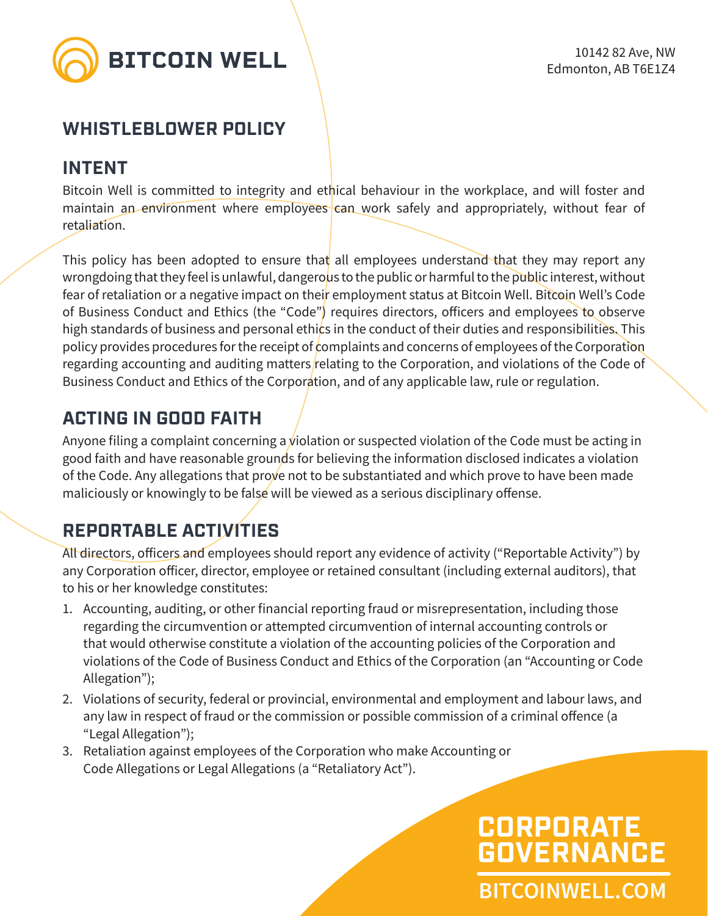BITCOIN WELL

10142 82 Ave, NW
Edmonton, AB T6E1Z4

# WHISTLEBLOWER POLICY

## INTENT

Bitcoin Well is committed to integrity and ethical behaviour in the workplace, and will foster and maintain an environment where employees can work safely and appropriately, without fear of retaliation.

This policy has been adopted to ensure that all employees understand that they may report any wrongdoing that they feel is unlawful, dangerous to the public or harmful to the public interest, without fear of retaliation or a negative impact on their employment status at Bitcoin Well. Bitcoin Well's Code of Business Conduct and Ethics (the "Code") requires directors, officers and employees to observe high standards of business and personal ethics in the conduct of their duties and responsibilities. This policy provides procedures for the receipt of complaints and concerns of employees of the Corporation regarding accounting and auditing matters relating to the Corporation, and violations of the Code of Business Conduct and Ethics of the Corporation, and of any applicable law, rule or regulation.

## ACTING IN GOOD FAITH

Anyone filing a complaint concerning a violation or suspected violation of the Code must be acting in good faith and have reasonable grounds for believing the information disclosed indicates a violation of the Code. Any allegations that prove not to be substantiated and which prove to have been made maliciously or knowingly to be false will be viewed as a serious disciplinary offense.

## REPORTABLE ACTIVITIES

All directors, officers and employees should report any evidence of activity ("Reportable Activity") by any Corporation officer, director, employee or retained consultant (including external auditors), that to his or her knowledge constitutes:

1. Accounting, auditing, or other financial reporting fraud or misrepresentation, including those regarding the circumvention or attempted circumvention of internal accounting controls or that would otherwise constitute a violation of the accounting policies of the Corporation and violations of the Code of Business Conduct and Ethics of the Corporation (an "Accounting or Code Allegation");
2. Violations of security, federal or provincial, environmental and employment and labour laws, and any law in respect of fraud or the commission or possible commission of a criminal offence (a "Legal Allegation");
3. Retaliation against employees of the Corporation who make Accounting or Code Allegations or Legal Allegations (a "Retaliatory Act").

CORPORATE GOVERNANCE

BITCOINWELL.COM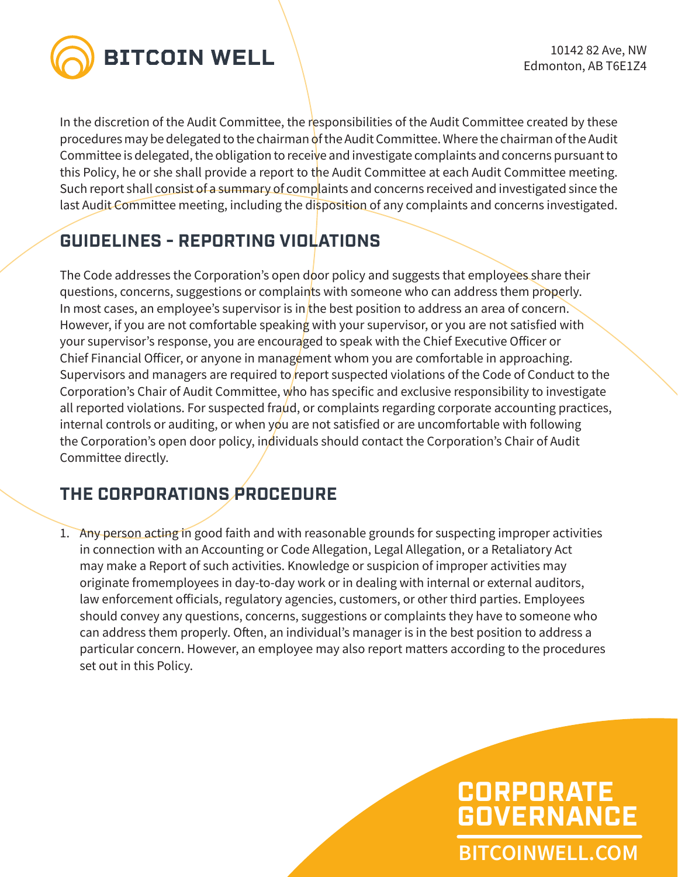In the discretion of the Audit Committee, the responsibilities of the Audit Committee created by these procedures may be delegated to the chairman of the Audit Committee. Where the chairman of the Audit Committee is delegated, the obligation to receive and investigate complaints and concerns pursuant to this Policy, he or she shall provide a report to the Audit Committee at each Audit Committee meeting. Such report shall consist of a summary of complaints and concerns received and investigated since the last Audit Committee meeting, including the disposition of any complaints and concerns investigated.

## GUIDELINES - REPORTING VIOLATIONS

The Code addresses the Corporation's open door policy and suggests that employees share their questions, concerns, suggestions or complaints with someone who can address them properly. In most cases, an employee's supervisor is in the best position to address an area of concern. However, if you are not comfortable speaking with your supervisor, or you are not satisfied with your supervisor's response, you are encouraged to speak with the Chief Executive Officer or Chief Financial Officer, or anyone in management whom you are comfortable in approaching. Supervisors and managers are required to report suspected violations of the Code of Conduct to the Corporation's Chair of Audit Committee, who has specific and exclusive responsibility to investigate all reported violations. For suspected fraud, or complaints regarding corporate accounting practices, internal controls or auditing, or when you are not satisfied or are uncomfortable with following the Corporation's open door policy, individuals should contact the Corporation's Chair of Audit Committee directly.

## THE CORPORATIONS PROCEDURE

1. Any person acting in good faith and with reasonable grounds for suspecting improper activities in connection with an Accounting or Code Allegation, Legal Allegation, or a Retaliatory Act may make a Report of such activities. Knowledge or suspicion of improper activities may originate fromemployees in day-to-day work or in dealing with internal or external auditors, law enforcement officials, regulatory agencies, customers, or other third parties. Employees should convey any questions, concerns, suggestions or complaints they have to someone who can address them properly. Often, an individual's manager is in the best position to address a particular concern. However, an employee may also report matters according to the procedures set out in this Policy.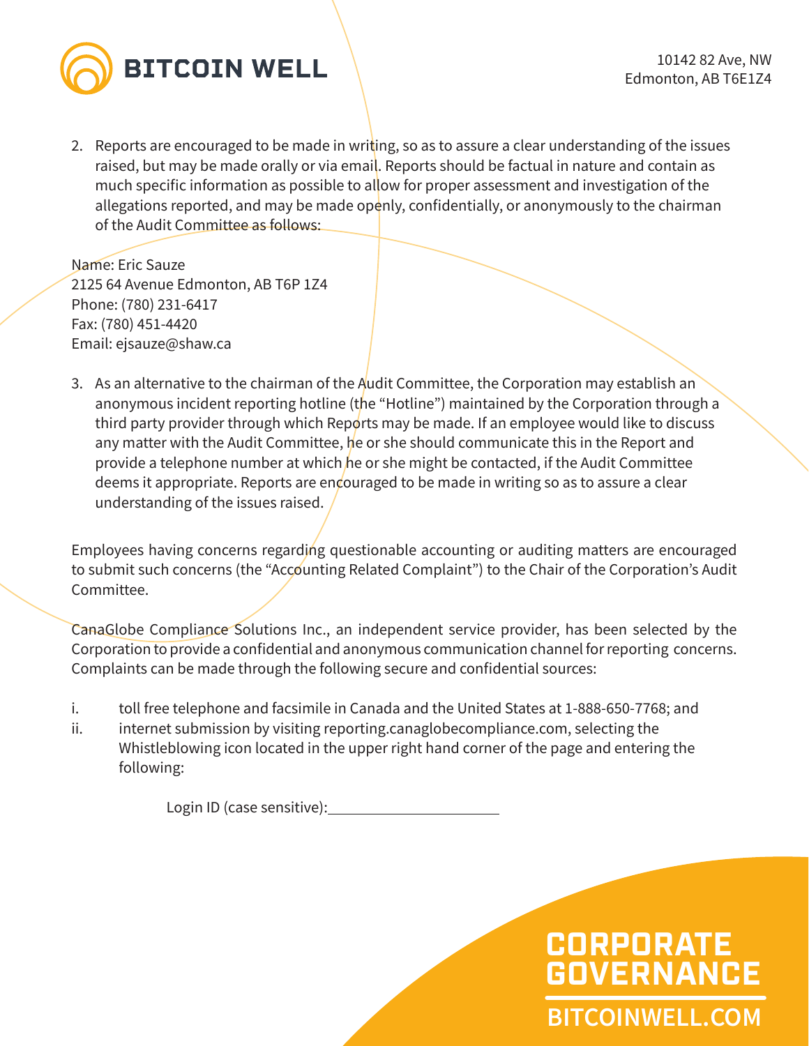2. Reports are encouraged to be made in writing, so as to assure a clear understanding of the issues raised, but may be made orally or via email. Reports should be factual in nature and contain as much specific information as possible to allow for proper assessment and investigation of the allegations reported, and may be made openly, confidentially, or anonymously to the chairman of the Audit Committee as follows:

Name: Eric Sauze
2125 64 Avenue Edmonton, AB T6P 1Z4
Phone: (780) 231-6417
Fax: (780) 451-4420
Email: ejsauze@shaw.ca

3. As an alternative to the chairman of the Audit Committee, the Corporation may establish an anonymous incident reporting hotline (the "Hotline") maintained by the Corporation through a third party provider through which Reports may be made. If an employee would like to discuss any matter with the Audit Committee, he or she should communicate this in the Report and provide a telephone number at which he or she might be contacted, if the Audit Committee deems it appropriate. Reports are encouraged to be made in writing so as to assure a clear understanding of the issues raised.

Employees having concerns regarding questionable accounting or auditing matters are encouraged to submit such concerns (the "Accounting Related Complaint") to the Chair of the Corporation's Audit Committee.

CanaGlobe Compliance Solutions Inc., an independent service provider, has been selected by the Corporation to provide a confidential and anonymous communication channel for reporting concerns. Complaints can be made through the following secure and confidential sources:

i. toll free telephone and facsimile in Canada and the United States at 1-888-650-7768; and
ii. internet submission by visiting reporting.canaglobecompliance.com, selecting the Whistleblowing icon located in the upper right hand corner of the page and entering the following:

Login ID (case sensitive): ____________________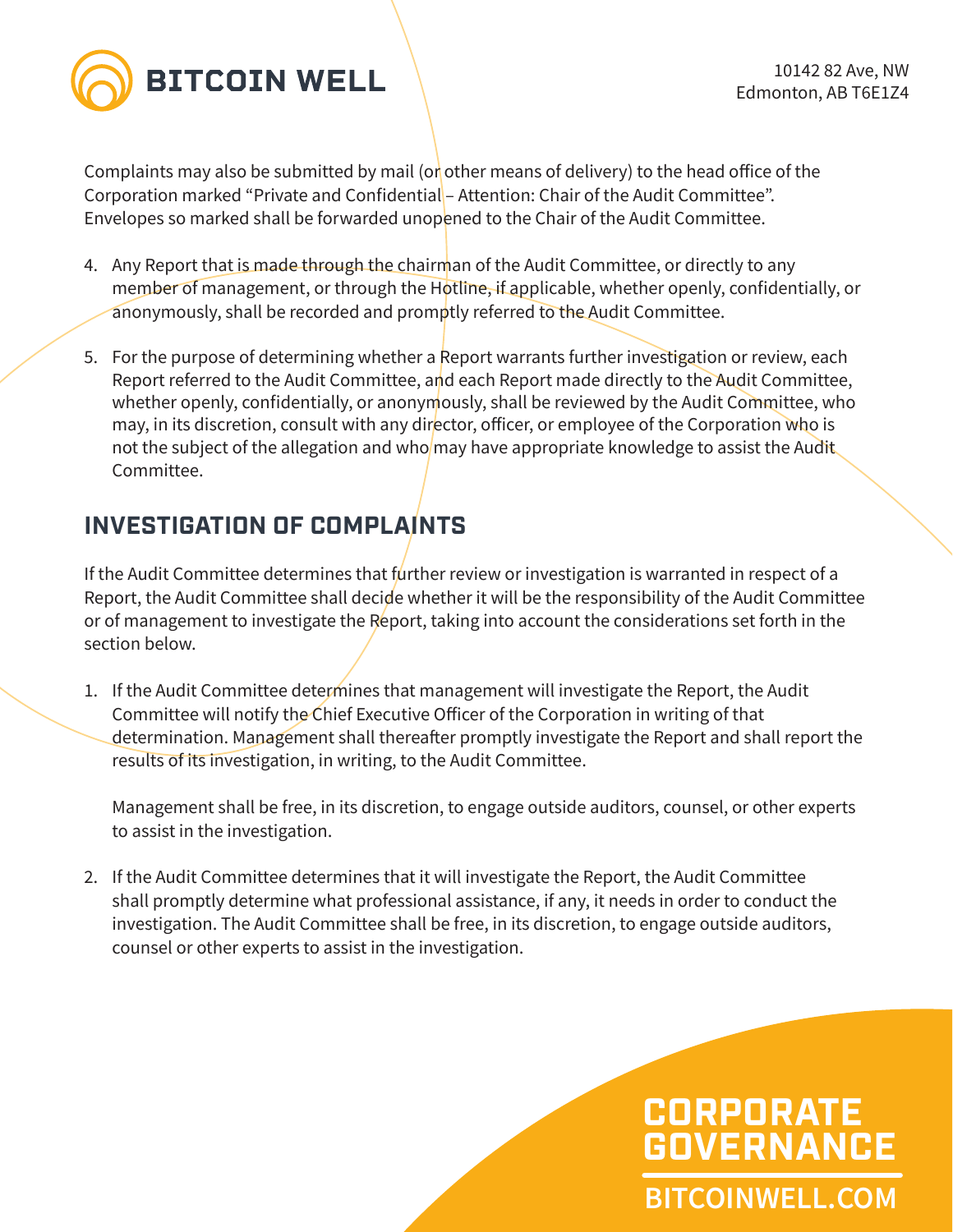Complaints may also be submitted by mail (or other means of delivery) to the head office of the Corporation marked "Private and Confidential – Attention: Chair of the Audit Committee". Envelopes so marked shall be forwarded unopened to the Chair of the Audit Committee.

4. Any Report that is made through the chairman of the Audit Committee, or directly to any member of management, or through the Hotline, if applicable, whether openly, confidentially, or anonymously, shall be recorded and promptly referred to the Audit Committee.

5. For the purpose of determining whether a Report warrants further investigation or review, each Report referred to the Audit Committee, and each Report made directly to the Audit Committee, whether openly, confidentially, or anonymously, shall be reviewed by the Audit Committee, who may, in its discretion, consult with any director, officer, or employee of the Corporation who is not the subject of the allegation and who may have appropriate knowledge to assist the Audit Committee.

## INVESTIGATION OF COMPLAINTS

If the Audit Committee determines that further review or investigation is warranted in respect of a Report, the Audit Committee shall decide whether it will be the responsibility of the Audit Committee or of management to investigate the Report, taking into account the considerations set forth in the section below.

1. If the Audit Committee determines that management will investigate the Report, the Audit Committee will notify the Chief Executive Officer of the Corporation in writing of that determination. Management shall thereafter promptly investigate the Report and shall report the results of its investigation, in writing, to the Audit Committee.

   Management shall be free, in its discretion, to engage outside auditors, counsel, or other experts to assist in the investigation.

2. If the Audit Committee determines that it will investigate the Report, the Audit Committee shall promptly determine what professional assistance, if any, it needs in order to conduct the investigation. The Audit Committee shall be free, in its discretion, to engage outside auditors, counsel or other experts to assist in the investigation.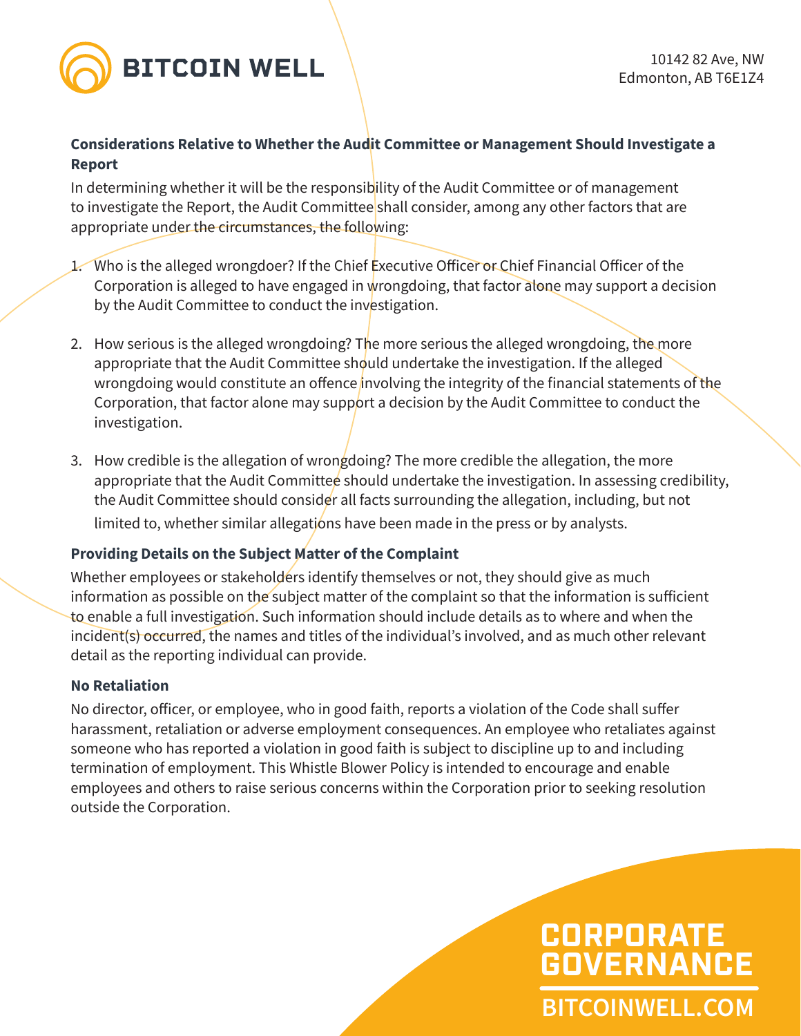### Considerations Relative to Whether the Audit Committee or Management Should Investigate a Report

In determining whether it will be the responsibility of the Audit Committee or of management to investigate the Report, the Audit Committee shall consider, among any other factors that are appropriate under the circumstances, the following:

1. Who is the alleged wrongdoer? If the Chief Executive Officer or Chief Financial Officer of the Corporation is alleged to have engaged in wrongdoing, that factor alone may support a decision by the Audit Committee to conduct the investigation.

2. How serious is the alleged wrongdoing? The more serious the alleged wrongdoing, the more appropriate that the Audit Committee should undertake the investigation. If the alleged wrongdoing would constitute an offence involving the integrity of the financial statements of the Corporation, that factor alone may support a decision by the Audit Committee to conduct the investigation.

3. How credible is the allegation of wrongdoing? The more credible the allegation, the more appropriate that the Audit Committee should undertake the investigation. In assessing credibility, the Audit Committee should consider all facts surrounding the allegation, including, but not limited to, whether similar allegations have been made in the press or by analysts.

### Providing Details on the Subject Matter of the Complaint

Whether employees or stakeholders identify themselves or not, they should give as much information as possible on the subject matter of the complaint so that the information is sufficient to enable a full investigation. Such information should include details as to where and when the incident(s) occurred, the names and titles of the individual's involved, and as much other relevant detail as the reporting individual can provide.

### No Retaliation

No director, officer, or employee, who in good faith, reports a violation of the Code shall suffer harassment, retaliation or adverse employment consequences. An employee who retaliates against someone who has reported a violation in good faith is subject to discipline up to and including termination of employment. This Whistle Blower Policy is intended to encourage and enable employees and others to raise serious concerns within the Corporation prior to seeking resolution outside the Corporation.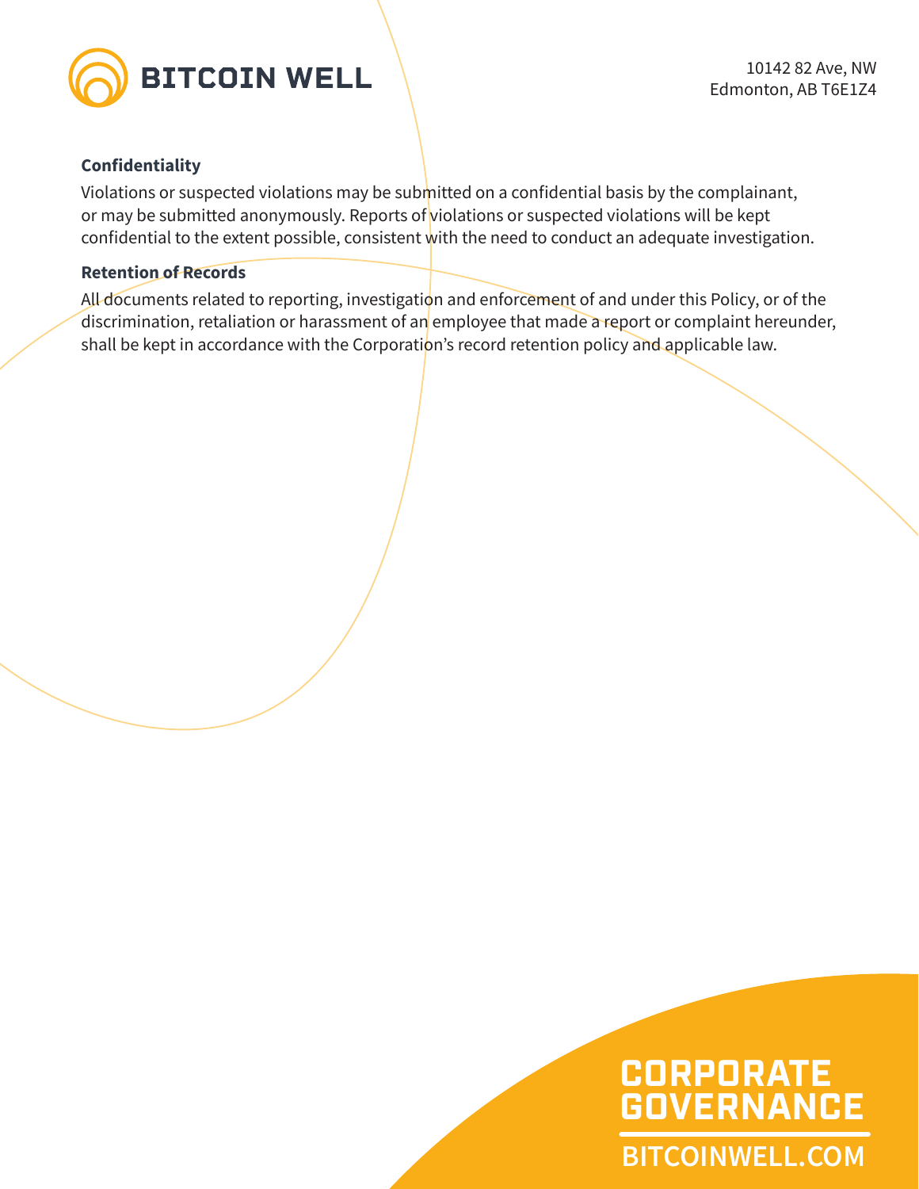### Confidentiality

Violations or suspected violations may be submitted on a confidential basis by the complainant, or may be submitted anonymously. Reports of violations or suspected violations will be kept confidential to the extent possible, consistent with the need to conduct an adequate investigation.

### Retention of Records

All documents related to reporting, investigation and enforcement of and under this Policy, or of the discrimination, retaliation or harassment of an employee that made a report or complaint hereunder, shall be kept in accordance with the Corporation's record retention policy and applicable law.